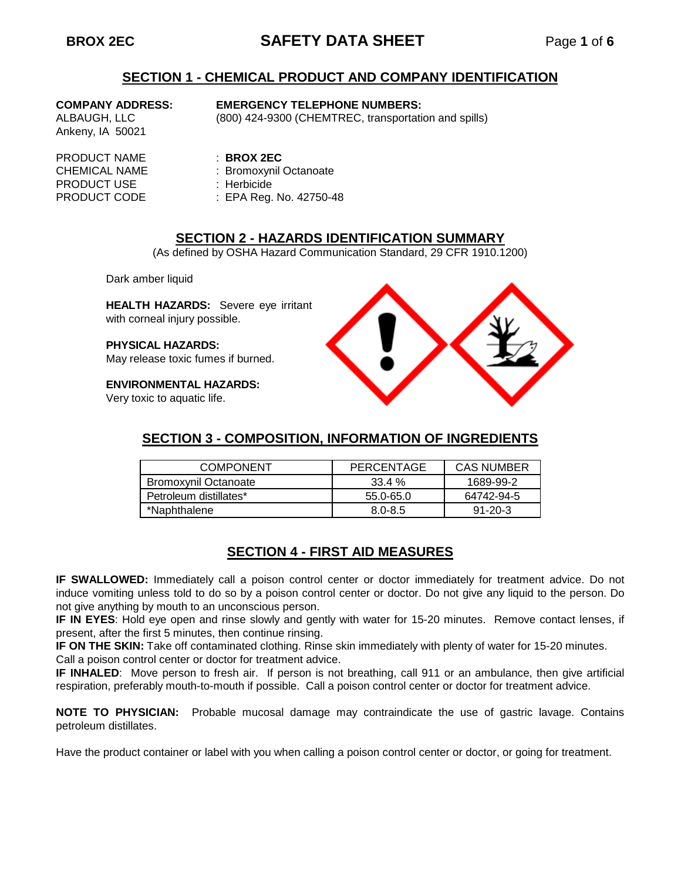# SECTION 1 - CHEMICAL PRODUCT AND COMPANY IDENTIFICATION

**COMPANY ADDRESS:**
ALBAUGH, LLC
Ankeny, IA 50021

**EMERGENCY TELEPHONE NUMBERS:**
(800) 424-9300 (CHEMTREC, transportation and spills)

PRODUCT NAME : **BROX 2EC**
CHEMICAL NAME : Bromoxynil Octanoate
PRODUCT USE : Herbicide
PRODUCT CODE : EPA Reg. No. 42750-48

# SECTION 2 - HAZARDS IDENTIFICATION SUMMARY

(As defined by OSHA Hazard Communication Standard, 29 CFR 1910.1200)

Dark amber liquid

**HEALTH HAZARDS:** Severe eye irritant with corneal injury possible.

**PHYSICAL HAZARDS:**
May release toxic fumes if burned.

**ENVIRONMENTAL HAZARDS:**
Very toxic to aquatic life.

# SECTION 3 - COMPOSITION, INFORMATION OF INGREDIENTS

| COMPONENT | PERCENTAGE | CAS NUMBER |
|---|---|---|
| Bromoxynil Octanoate | 33.4 % | 1689-99-2 |
| Petroleum distillates* | 55.0-65.0 | 64742-94-5 |
| *Naphthalene | 8.0-8.5 | 91-20-3 |

# SECTION 4 - FIRST AID MEASURES

**IF SWALLOWED:** Immediately call a poison control center or doctor immediately for treatment advice. Do not induce vomiting unless told to do so by a poison control center or doctor. Do not give any liquid to the person. Do not give anything by mouth to an unconscious person.

**IF IN EYES**: Hold eye open and rinse slowly and gently with water for 15-20 minutes. Remove contact lenses, if present, after the first 5 minutes, then continue rinsing.

**IF ON THE SKIN:** Take off contaminated clothing. Rinse skin immediately with plenty of water for 15-20 minutes. Call a poison control center or doctor for treatment advice.

**IF INHALED**: Move person to fresh air. If person is not breathing, call 911 or an ambulance, then give artificial respiration, preferably mouth-to-mouth if possible. Call a poison control center or doctor for treatment advice.

**NOTE TO PHYSICIAN:** Probable mucosal damage may contraindicate the use of gastric lavage. Contains petroleum distillates.

Have the product container or label with you when calling a poison control center or doctor, or going for treatment.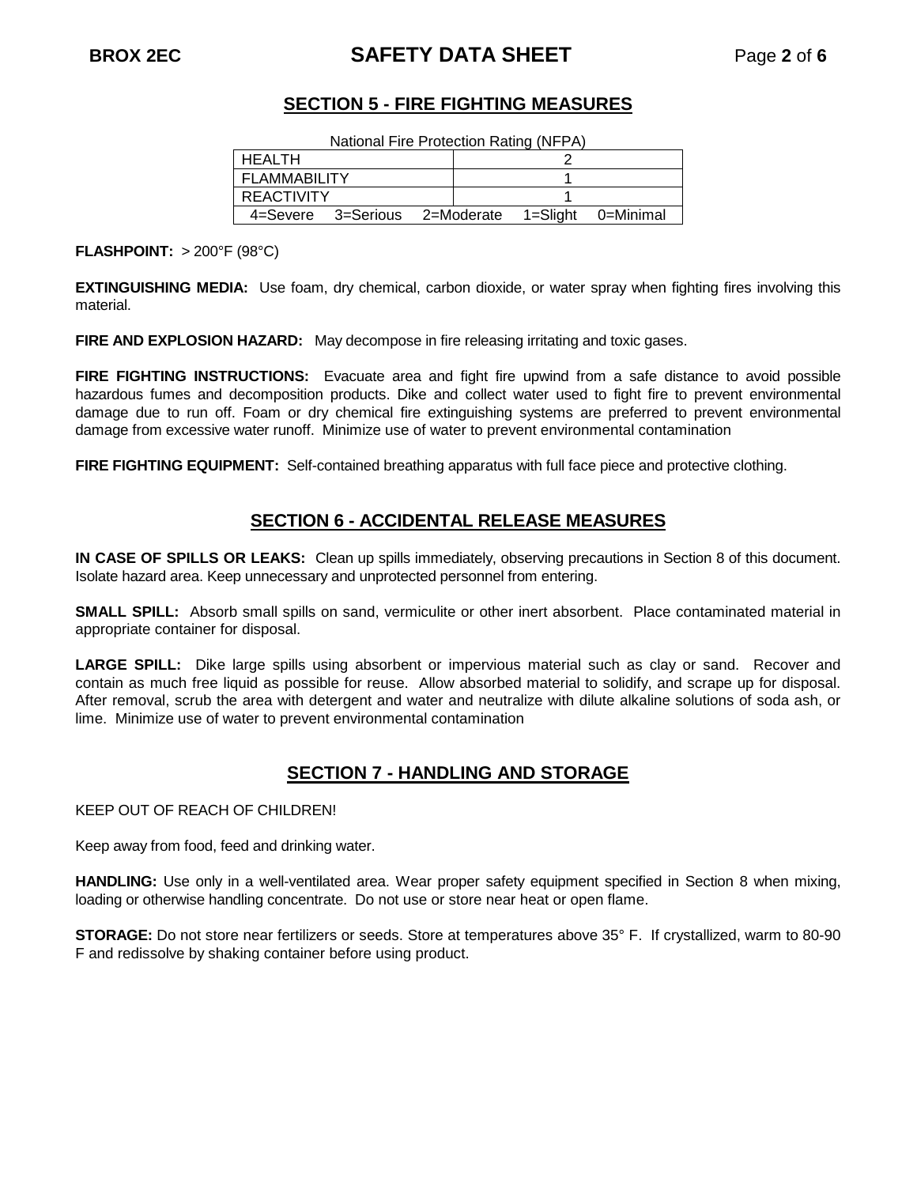## SECTION 5 - FIRE FIGHTING MEASURES

National Fire Protection Rating (NFPA)

| | |
|---|---|
| HEALTH | 2 |
| FLAMMABILITY | 1 |
| REACTIVITY | 1 |
| 4=Severe 3=Serious 2=Moderate 1=Slight 0=Minimal | |

**FLASHPOINT:** > 200°F (98°C)

**EXTINGUISHING MEDIA:** Use foam, dry chemical, carbon dioxide, or water spray when fighting fires involving this material.

**FIRE AND EXPLOSION HAZARD:** May decompose in fire releasing irritating and toxic gases.

**FIRE FIGHTING INSTRUCTIONS:** Evacuate area and fight fire upwind from a safe distance to avoid possible hazardous fumes and decomposition products. Dike and collect water used to fight fire to prevent environmental damage due to run off. Foam or dry chemical fire extinguishing systems are preferred to prevent environmental damage from excessive water runoff. Minimize use of water to prevent environmental contamination

**FIRE FIGHTING EQUIPMENT:** Self-contained breathing apparatus with full face piece and protective clothing.

## SECTION 6 - ACCIDENTAL RELEASE MEASURES

**IN CASE OF SPILLS OR LEAKS:** Clean up spills immediately, observing precautions in Section 8 of this document. Isolate hazard area. Keep unnecessary and unprotected personnel from entering.

**SMALL SPILL:** Absorb small spills on sand, vermiculite or other inert absorbent. Place contaminated material in appropriate container for disposal.

**LARGE SPILL:** Dike large spills using absorbent or impervious material such as clay or sand. Recover and contain as much free liquid as possible for reuse. Allow absorbed material to solidify, and scrape up for disposal. After removal, scrub the area with detergent and water and neutralize with dilute alkaline solutions of soda ash, or lime. Minimize use of water to prevent environmental contamination

## SECTION 7 - HANDLING AND STORAGE

KEEP OUT OF REACH OF CHILDREN!

Keep away from food, feed and drinking water.

**HANDLING:** Use only in a well-ventilated area. Wear proper safety equipment specified in Section 8 when mixing, loading or otherwise handling concentrate. Do not use or store near heat or open flame.

**STORAGE:** Do not store near fertilizers or seeds. Store at temperatures above 35° F. If crystallized, warm to 80-90 F and redissolve by shaking container before using product.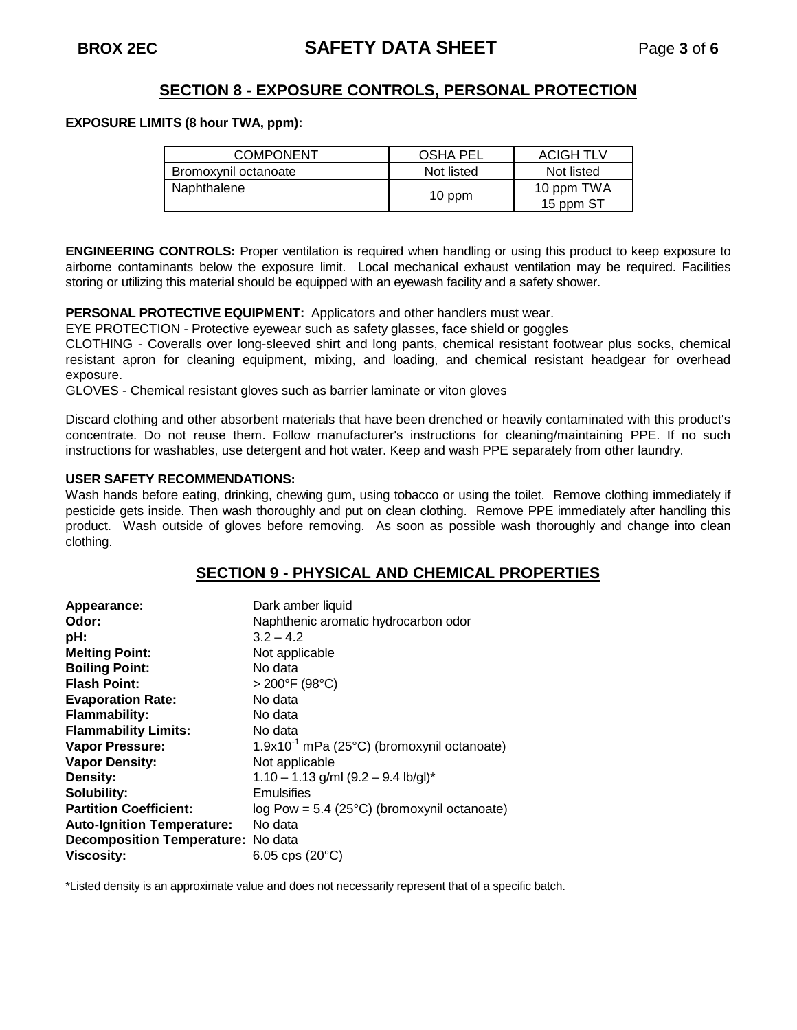## SECTION 8 - EXPOSURE CONTROLS, PERSONAL PROTECTION

**EXPOSURE LIMITS (8 hour TWA, ppm):**

| COMPONENT | OSHA PEL | ACIGH TLV |
|---|---|---|
| Bromoxynil octanoate | Not listed | Not listed |
| Naphthalene | 10 ppm | 10 ppm TWA<br>15 ppm ST |

**ENGINEERING CONTROLS:** Proper ventilation is required when handling or using this product to keep exposure to airborne contaminants below the exposure limit. Local mechanical exhaust ventilation may be required. Facilities storing or utilizing this material should be equipped with an eyewash facility and a safety shower.

**PERSONAL PROTECTIVE EQUIPMENT:** Applicators and other handlers must wear.

EYE PROTECTION - Protective eyewear such as safety glasses, face shield or goggles

CLOTHING - Coveralls over long-sleeved shirt and long pants, chemical resistant footwear plus socks, chemical resistant apron for cleaning equipment, mixing, and loading, and chemical resistant headgear for overhead exposure.

GLOVES - Chemical resistant gloves such as barrier laminate or viton gloves

Discard clothing and other absorbent materials that have been drenched or heavily contaminated with this product's concentrate. Do not reuse them. Follow manufacturer's instructions for cleaning/maintaining PPE. If no such instructions for washables, use detergent and hot water. Keep and wash PPE separately from other laundry.

**USER SAFETY RECOMMENDATIONS:**

Wash hands before eating, drinking, chewing gum, using tobacco or using the toilet. Remove clothing immediately if pesticide gets inside. Then wash thoroughly and put on clean clothing. Remove PPE immediately after handling this product. Wash outside of gloves before removing. As soon as possible wash thoroughly and change into clean clothing.

## SECTION 9 - PHYSICAL AND CHEMICAL PROPERTIES

| | |
|---|---|
| **Appearance:** | Dark amber liquid |
| **Odor:** | Naphthenic aromatic hydrocarbon odor |
| **pH:** | 3.2 – 4.2 |
| **Melting Point:** | Not applicable |
| **Boiling Point:** | No data |
| **Flash Point:** | > 200°F (98°C) |
| **Evaporation Rate:** | No data |
| **Flammability:** | No data |
| **Flammability Limits:** | No data |
| **Vapor Pressure:** | $1.9 \times 10^{-1}$ mPa (25°C) (bromoxynil octanoate) |
| **Vapor Density:** | Not applicable |
| **Density:** | 1.10 – 1.13 g/ml (9.2 – 9.4 lb/gl)* |
| **Solubility:** | Emulsifies |
| **Partition Coefficient:** | log Pow = 5.4 (25°C) (bromoxynil octanoate) |
| **Auto-Ignition Temperature:** | No data |
| **Decomposition Temperature:** | No data |
| **Viscosity:** | 6.05 cps (20°C) |

*Listed density is an approximate value and does not necessarily represent that of a specific batch.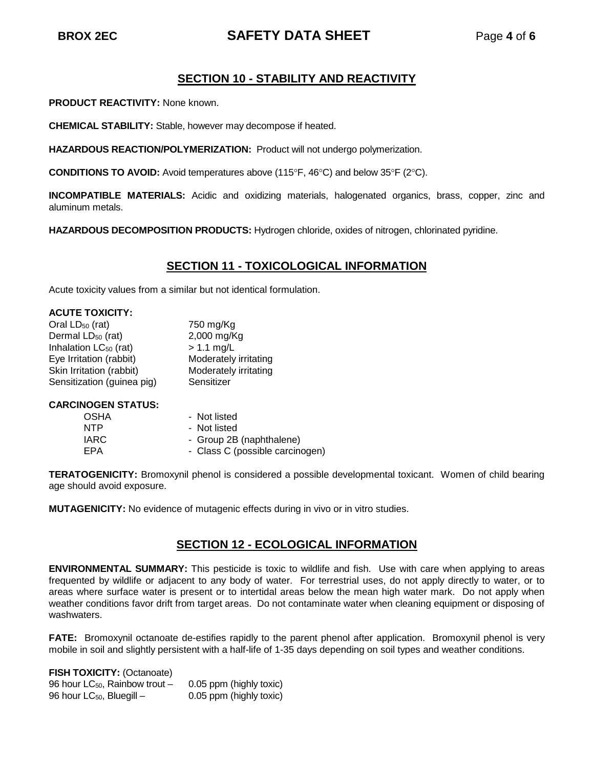## SECTION 10 - STABILITY AND REACTIVITY

**PRODUCT REACTIVITY:** None known.

**CHEMICAL STABILITY:** Stable, however may decompose if heated.

**HAZARDOUS REACTION/POLYMERIZATION:** Product will not undergo polymerization.

**CONDITIONS TO AVOID:** Avoid temperatures above (115°F, 46°C) and below 35°F (2°C).

**INCOMPATIBLE MATERIALS:** Acidic and oxidizing materials, halogenated organics, brass, copper, zinc and aluminum metals.

**HAZARDOUS DECOMPOSITION PRODUCTS:** Hydrogen chloride, oxides of nitrogen, chlorinated pyridine.

## SECTION 11 - TOXICOLOGICAL INFORMATION

Acute toxicity values from a similar but not identical formulation.

**ACUTE TOXICITY:**

| | |
|---|---|
| Oral $LD_{50}$ (rat) | 750 mg/Kg |
| Dermal $LD_{50}$ (rat) | 2,000 mg/Kg |
| Inhalation $LC_{50}$ (rat) | > 1.1 mg/L |
| Eye Irritation (rabbit) | Moderately irritating |
| Skin Irritation (rabbit) | Moderately irritating |
| Sensitization (guinea pig) | Sensitizer |

**CARCINOGEN STATUS:**

| | |
|---|---|
| OSHA | - Not listed |
| NTP | - Not listed |
| IARC | - Group 2B (naphthalene) |
| EPA | - Class C (possible carcinogen) |

**TERATOGENICITY:** Bromoxynil phenol is considered a possible developmental toxicant. Women of child bearing age should avoid exposure.

**MUTAGENICITY:** No evidence of mutagenic effects during in vivo or in vitro studies.

## SECTION 12 - ECOLOGICAL INFORMATION

**ENVIRONMENTAL SUMMARY:** This pesticide is toxic to wildlife and fish. Use with care when applying to areas frequented by wildlife or adjacent to any body of water. For terrestrial uses, do not apply directly to water, or to areas where surface water is present or to intertidal areas below the mean high water mark. Do not apply when weather conditions favor drift from target areas. Do not contaminate water when cleaning equipment or disposing of washwaters.

**FATE:** Bromoxynil octanoate de-estifies rapidly to the parent phenol after application. Bromoxynil phenol is very mobile in soil and slightly persistent with a half-life of 1-35 days depending on soil types and weather conditions.

**FISH TOXICITY:** (Octanoate)

| | |
|---|---|
| 96 hour $LC_{50}$, Rainbow trout – | 0.05 ppm (highly toxic) |
| 96 hour $LC_{50}$, Bluegill – | 0.05 ppm (highly toxic) |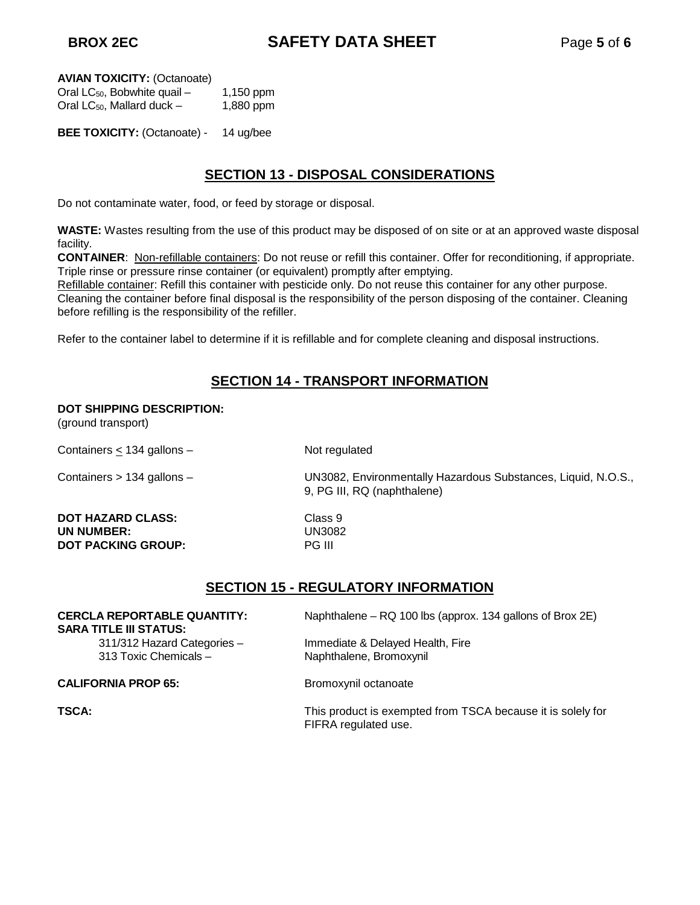**AVIAN TOXICITY:** (Octanoate)

| | |
|---|---|
| Oral $LC_{50}$, Bobwhite quail – | 1,150 ppm |
| Oral $LC_{50}$, Mallard duck – | 1,880 ppm |

**BEE TOXICITY:** (Octanoate) - 14 ug/bee

## SECTION 13 - DISPOSAL CONSIDERATIONS

Do not contaminate water, food, or feed by storage or disposal.

**WASTE:** Wastes resulting from the use of this product may be disposed of on site or at an approved waste disposal facility.

**CONTAINER**: Non-refillable containers: Do not reuse or refill this container. Offer for reconditioning, if appropriate. Triple rinse or pressure rinse container (or equivalent) promptly after emptying.

Refillable container: Refill this container with pesticide only. Do not reuse this container for any other purpose. Cleaning the container before final disposal is the responsibility of the person disposing of the container. Cleaning before refilling is the responsibility of the refiller.

Refer to the container label to determine if it is refillable and for complete cleaning and disposal instructions.

## SECTION 14 - TRANSPORT INFORMATION

**DOT SHIPPING DESCRIPTION:**
(ground transport)

| | |
|---|---|
| Containers ≤ 134 gallons – | Not regulated |
| Containers > 134 gallons – | UN3082, Environmentally Hazardous Substances, Liquid, N.O.S., 9, PG III, RQ (naphthalene) |
| **DOT HAZARD CLASS:** | Class 9 |
| **UN NUMBER:** | UN3082 |
| **DOT PACKING GROUP:** | PG III |

## SECTION 15 - REGULATORY INFORMATION

| | |
|---|---|
| **CERCLA REPORTABLE QUANTITY:** | Naphthalene – RQ 100 lbs (approx. 134 gallons of Brox 2E) |
| **SARA TITLE III STATUS:** | |
| 311/312 Hazard Categories – | Immediate & Delayed Health, Fire |
| 313 Toxic Chemicals – | Naphthalene, Bromoxynil |
| **CALIFORNIA PROP 65:** | Bromoxynil octanoate |
| **TSCA:** | This product is exempted from TSCA because it is solely for FIFRA regulated use. |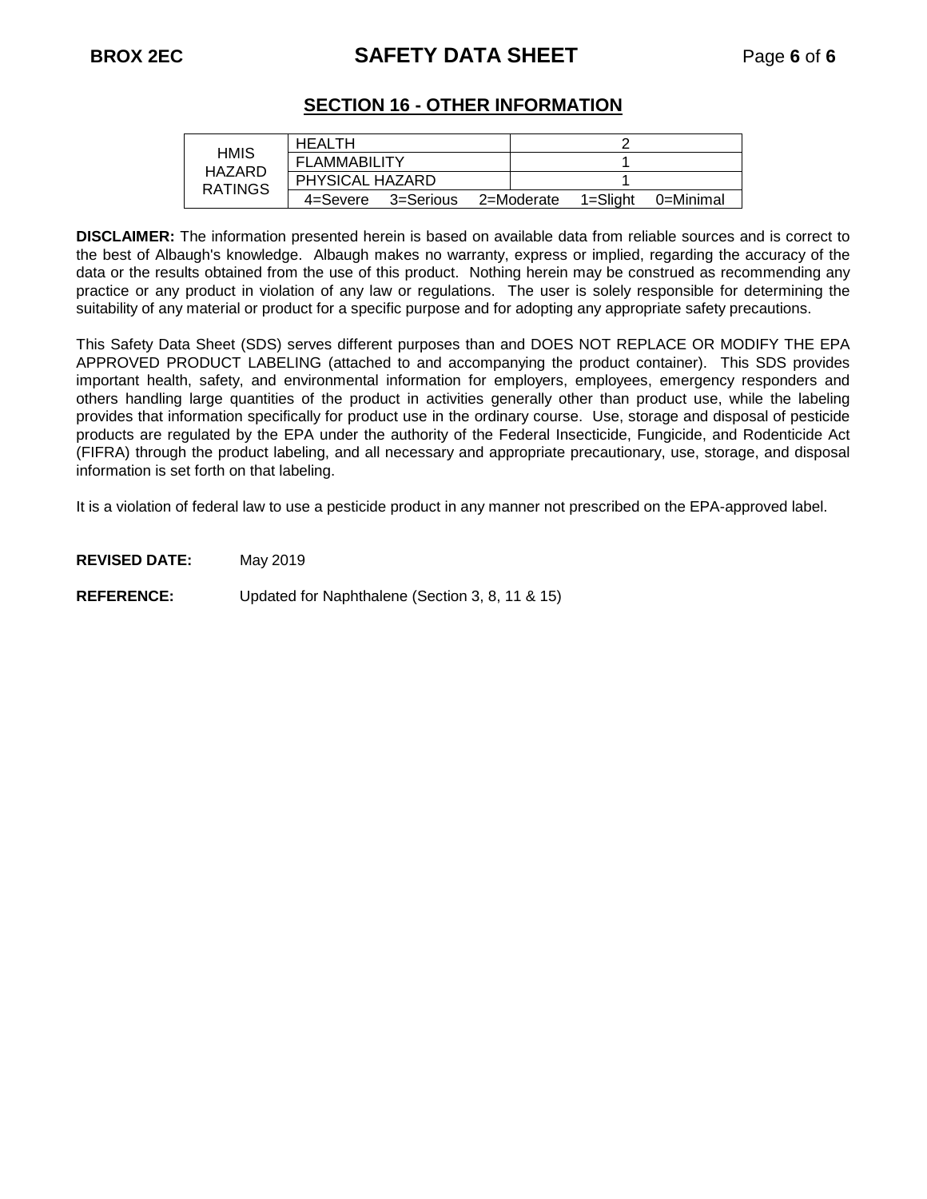## SECTION 16 - OTHER INFORMATION

| | | |
|---|---|---|
| HMIS HAZARD RATINGS | HEALTH | 2 |
| | FLAMMABILITY | 1 |
| | PHYSICAL HAZARD | 1 |
| | 4=Severe 3=Serious 2=Moderate 1=Slight 0=Minimal | |

**DISCLAIMER:** The information presented herein is based on available data from reliable sources and is correct to the best of Albaugh's knowledge. Albaugh makes no warranty, express or implied, regarding the accuracy of the data or the results obtained from the use of this product. Nothing herein may be construed as recommending any practice or any product in violation of any law or regulations. The user is solely responsible for determining the suitability of any material or product for a specific purpose and for adopting any appropriate safety precautions.

This Safety Data Sheet (SDS) serves different purposes than and DOES NOT REPLACE OR MODIFY THE EPA APPROVED PRODUCT LABELING (attached to and accompanying the product container). This SDS provides important health, safety, and environmental information for employers, employees, emergency responders and others handling large quantities of the product in activities generally other than product use, while the labeling provides that information specifically for product use in the ordinary course. Use, storage and disposal of pesticide products are regulated by the EPA under the authority of the Federal Insecticide, Fungicide, and Rodenticide Act (FIFRA) through the product labeling, and all necessary and appropriate precautionary, use, storage, and disposal information is set forth on that labeling.

It is a violation of federal law to use a pesticide product in any manner not prescribed on the EPA-approved label.

**REVISED DATE:** May 2019

**REFERENCE:** Updated for Naphthalene (Section 3, 8, 11 & 15)